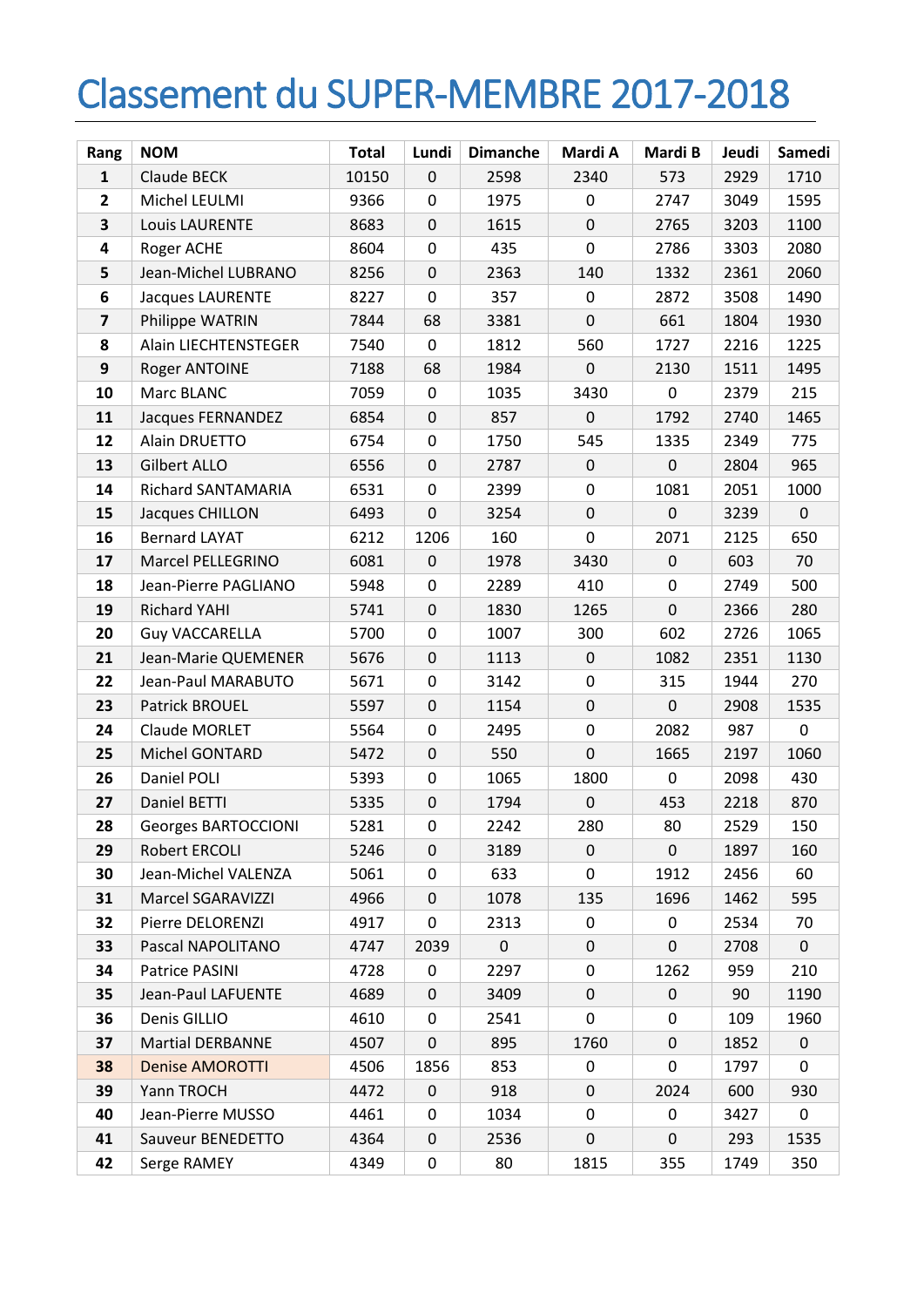# Classement du SUPER-MEMBRE 2017-2018

| Rang | NOM | Total | Lundi | Dimanche | Mardi A | Mardi B | Jeudi | Samedi |
|---|---|---|---|---|---|---|---|---|
| **1** | Claude BECK | 10150 | 0 | 2598 | 2340 | 573 | 2929 | 1710 |
| **2** | Michel LEULMI | 9366 | 0 | 1975 | 0 | 2747 | 3049 | 1595 |
| **3** | Louis LAURENTE | 8683 | 0 | 1615 | 0 | 2765 | 3203 | 1100 |
| **4** | Roger ACHE | 8604 | 0 | 435 | 0 | 2786 | 3303 | 2080 |
| **5** | Jean-Michel LUBRANO | 8256 | 0 | 2363 | 140 | 1332 | 2361 | 2060 |
| **6** | Jacques LAURENTE | 8227 | 0 | 357 | 0 | 2872 | 3508 | 1490 |
| **7** | Philippe WATRIN | 7844 | 68 | 3381 | 0 | 661 | 1804 | 1930 |
| **8** | Alain LIECHTENSTEGER | 7540 | 0 | 1812 | 560 | 1727 | 2216 | 1225 |
| **9** | Roger ANTOINE | 7188 | 68 | 1984 | 0 | 2130 | 1511 | 1495 |
| **10** | Marc BLANC | 7059 | 0 | 1035 | 3430 | 0 | 2379 | 215 |
| **11** | Jacques FERNANDEZ | 6854 | 0 | 857 | 0 | 1792 | 2740 | 1465 |
| **12** | Alain DRUETTO | 6754 | 0 | 1750 | 545 | 1335 | 2349 | 775 |
| **13** | Gilbert ALLO | 6556 | 0 | 2787 | 0 | 0 | 2804 | 965 |
| **14** | Richard SANTAMARIA | 6531 | 0 | 2399 | 0 | 1081 | 2051 | 1000 |
| **15** | Jacques CHILLON | 6493 | 0 | 3254 | 0 | 0 | 3239 | 0 |
| **16** | Bernard LAYAT | 6212 | 1206 | 160 | 0 | 2071 | 2125 | 650 |
| **17** | Marcel PELLEGRINO | 6081 | 0 | 1978 | 3430 | 0 | 603 | 70 |
| **18** | Jean-Pierre PAGLIANO | 5948 | 0 | 2289 | 410 | 0 | 2749 | 500 |
| **19** | Richard YAHI | 5741 | 0 | 1830 | 1265 | 0 | 2366 | 280 |
| **20** | Guy VACCARELLA | 5700 | 0 | 1007 | 300 | 602 | 2726 | 1065 |
| **21** | Jean-Marie QUEMENER | 5676 | 0 | 1113 | 0 | 1082 | 2351 | 1130 |
| **22** | Jean-Paul MARABUTO | 5671 | 0 | 3142 | 0 | 315 | 1944 | 270 |
| **23** | Patrick BROUEL | 5597 | 0 | 1154 | 0 | 0 | 2908 | 1535 |
| **24** | Claude MORLET | 5564 | 0 | 2495 | 0 | 2082 | 987 | 0 |
| **25** | Michel GONTARD | 5472 | 0 | 550 | 0 | 1665 | 2197 | 1060 |
| **26** | Daniel POLI | 5393 | 0 | 1065 | 1800 | 0 | 2098 | 430 |
| **27** | Daniel BETTI | 5335 | 0 | 1794 | 0 | 453 | 2218 | 870 |
| **28** | Georges BARTOCCIONI | 5281 | 0 | 2242 | 280 | 80 | 2529 | 150 |
| **29** | Robert ERCOLI | 5246 | 0 | 3189 | 0 | 0 | 1897 | 160 |
| **30** | Jean-Michel VALENZA | 5061 | 0 | 633 | 0 | 1912 | 2456 | 60 |
| **31** | Marcel SGARAVIZZI | 4966 | 0 | 1078 | 135 | 1696 | 1462 | 595 |
| **32** | Pierre DELORENZI | 4917 | 0 | 2313 | 0 | 0 | 2534 | 70 |
| **33** | Pascal NAPOLITANO | 4747 | 2039 | 0 | 0 | 0 | 2708 | 0 |
| **34** | Patrice PASINI | 4728 | 0 | 2297 | 0 | 1262 | 959 | 210 |
| **35** | Jean-Paul LAFUENTE | 4689 | 0 | 3409 | 0 | 0 | 90 | 1190 |
| **36** | Denis GILLIO | 4610 | 0 | 2541 | 0 | 0 | 109 | 1960 |
| **37** | Martial DERBANNE | 4507 | 0 | 895 | 1760 | 0 | 1852 | 0 |
| **38** | Denise AMOROTTI | 4506 | 1856 | 853 | 0 | 0 | 1797 | 0 |
| **39** | Yann TROCH | 4472 | 0 | 918 | 0 | 2024 | 600 | 930 |
| **40** | Jean-Pierre MUSSO | 4461 | 0 | 1034 | 0 | 0 | 3427 | 0 |
| **41** | Sauveur BENEDETTO | 4364 | 0 | 2536 | 0 | 0 | 293 | 1535 |
| **42** | Serge RAMEY | 4349 | 0 | 80 | 1815 | 355 | 1749 | 350 |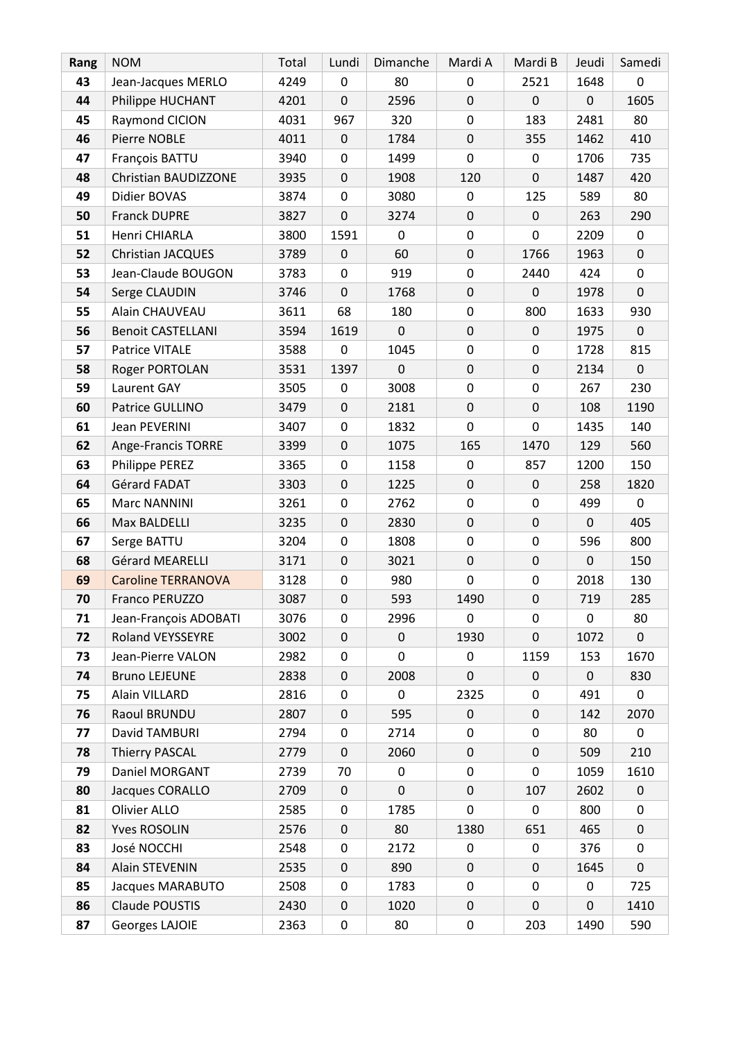| Rang | NOM | Total | Lundi | Dimanche | Mardi A | Mardi B | Jeudi | Samedi |
|---|---|---|---|---|---|---|---|---|
| 43 | Jean-Jacques MERLO | 4249 | 0 | 80 | 0 | 2521 | 1648 | 0 |
| 44 | Philippe HUCHANT | 4201 | 0 | 2596 | 0 | 0 | 0 | 1605 |
| 45 | Raymond CICION | 4031 | 967 | 320 | 0 | 183 | 2481 | 80 |
| 46 | Pierre NOBLE | 4011 | 0 | 1784 | 0 | 355 | 1462 | 410 |
| 47 | François BATTU | 3940 | 0 | 1499 | 0 | 0 | 1706 | 735 |
| 48 | Christian BAUDIZZONE | 3935 | 0 | 1908 | 120 | 0 | 1487 | 420 |
| 49 | Didier BOVAS | 3874 | 0 | 3080 | 0 | 125 | 589 | 80 |
| 50 | Franck DUPRE | 3827 | 0 | 3274 | 0 | 0 | 263 | 290 |
| 51 | Henri CHIARLA | 3800 | 1591 | 0 | 0 | 0 | 2209 | 0 |
| 52 | Christian JACQUES | 3789 | 0 | 60 | 0 | 1766 | 1963 | 0 |
| 53 | Jean-Claude BOUGON | 3783 | 0 | 919 | 0 | 2440 | 424 | 0 |
| 54 | Serge CLAUDIN | 3746 | 0 | 1768 | 0 | 0 | 1978 | 0 |
| 55 | Alain CHAUVEAU | 3611 | 68 | 180 | 0 | 800 | 1633 | 930 |
| 56 | Benoit CASTELLANI | 3594 | 1619 | 0 | 0 | 0 | 1975 | 0 |
| 57 | Patrice VITALE | 3588 | 0 | 1045 | 0 | 0 | 1728 | 815 |
| 58 | Roger PORTOLAN | 3531 | 1397 | 0 | 0 | 0 | 2134 | 0 |
| 59 | Laurent GAY | 3505 | 0 | 3008 | 0 | 0 | 267 | 230 |
| 60 | Patrice GULLINO | 3479 | 0 | 2181 | 0 | 0 | 108 | 1190 |
| 61 | Jean PEVERINI | 3407 | 0 | 1832 | 0 | 0 | 1435 | 140 |
| 62 | Ange-Francis TORRE | 3399 | 0 | 1075 | 165 | 1470 | 129 | 560 |
| 63 | Philippe PEREZ | 3365 | 0 | 1158 | 0 | 857 | 1200 | 150 |
| 64 | Gérard FADAT | 3303 | 0 | 1225 | 0 | 0 | 258 | 1820 |
| 65 | Marc NANNINI | 3261 | 0 | 2762 | 0 | 0 | 499 | 0 |
| 66 | Max BALDELLI | 3235 | 0 | 2830 | 0 | 0 | 0 | 405 |
| 67 | Serge BATTU | 3204 | 0 | 1808 | 0 | 0 | 596 | 800 |
| 68 | Gérard MEARELLI | 3171 | 0 | 3021 | 0 | 0 | 0 | 150 |
| 69 | Caroline TERRANOVA | 3128 | 0 | 980 | 0 | 0 | 2018 | 130 |
| 70 | Franco PERUZZO | 3087 | 0 | 593 | 1490 | 0 | 719 | 285 |
| 71 | Jean-François ADOBATI | 3076 | 0 | 2996 | 0 | 0 | 0 | 80 |
| 72 | Roland VEYSSEYRE | 3002 | 0 | 0 | 1930 | 0 | 1072 | 0 |
| 73 | Jean-Pierre VALON | 2982 | 0 | 0 | 0 | 1159 | 153 | 1670 |
| 74 | Bruno LEJEUNE | 2838 | 0 | 2008 | 0 | 0 | 0 | 830 |
| 75 | Alain VILLARD | 2816 | 0 | 0 | 2325 | 0 | 491 | 0 |
| 76 | Raoul BRUNDU | 2807 | 0 | 595 | 0 | 0 | 142 | 2070 |
| 77 | David TAMBURI | 2794 | 0 | 2714 | 0 | 0 | 80 | 0 |
| 78 | Thierry PASCAL | 2779 | 0 | 2060 | 0 | 0 | 509 | 210 |
| 79 | Daniel MORGANT | 2739 | 70 | 0 | 0 | 0 | 1059 | 1610 |
| 80 | Jacques CORALLO | 2709 | 0 | 0 | 0 | 107 | 2602 | 0 |
| 81 | Olivier ALLO | 2585 | 0 | 1785 | 0 | 0 | 800 | 0 |
| 82 | Yves ROSOLIN | 2576 | 0 | 80 | 1380 | 651 | 465 | 0 |
| 83 | José NOCCHI | 2548 | 0 | 2172 | 0 | 0 | 376 | 0 |
| 84 | Alain STEVENIN | 2535 | 0 | 890 | 0 | 0 | 1645 | 0 |
| 85 | Jacques MARABUTO | 2508 | 0 | 1783 | 0 | 0 | 0 | 725 |
| 86 | Claude POUSTIS | 2430 | 0 | 1020 | 0 | 0 | 0 | 1410 |
| 87 | Georges LAJOIE | 2363 | 0 | 80 | 0 | 203 | 1490 | 590 |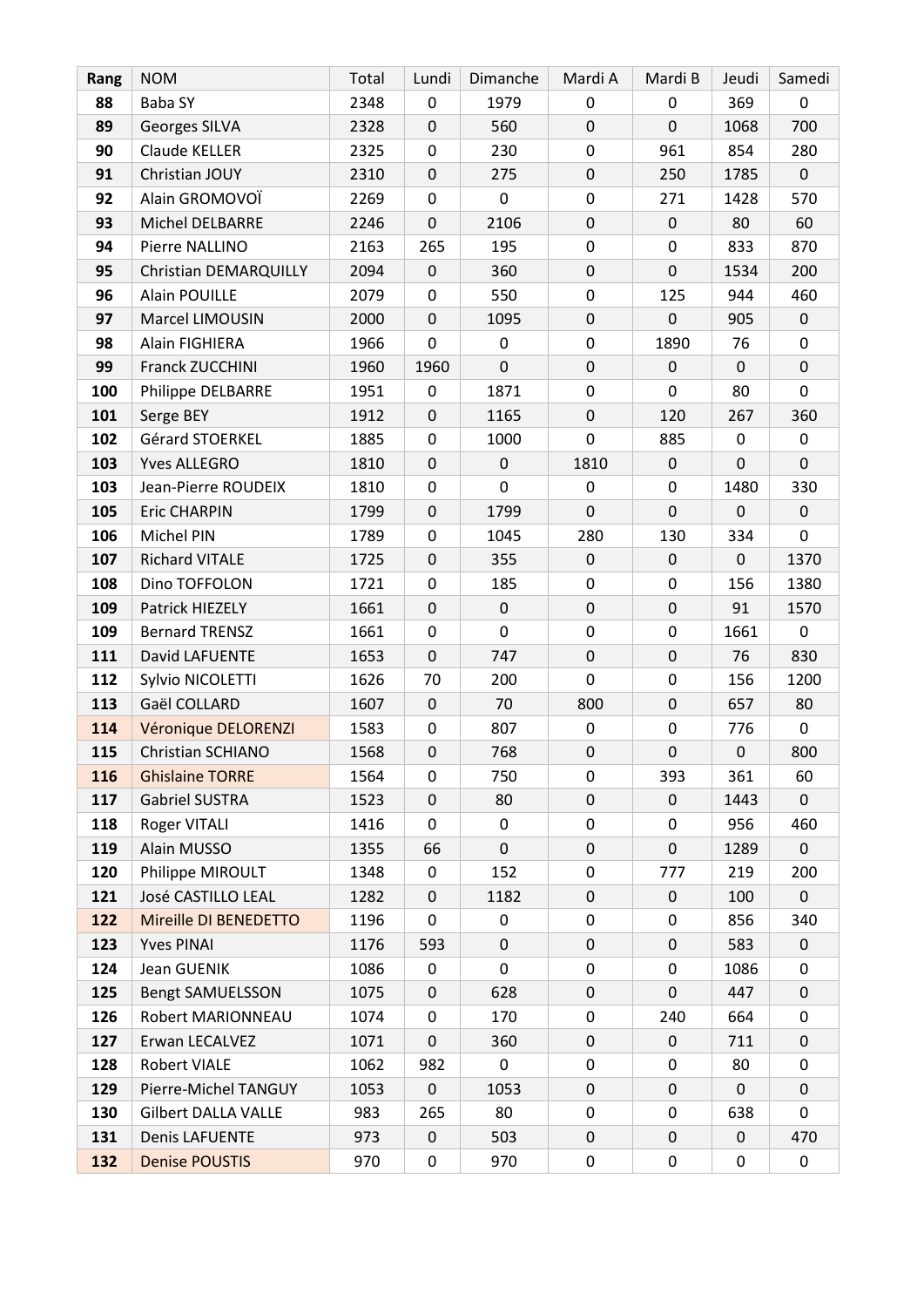| Rang | NOM | Total | Lundi | Dimanche | Mardi A | Mardi B | Jeudi | Samedi |
|---|---|---|---|---|---|---|---|---|
| 88 | Baba SY | 2348 | 0 | 1979 | 0 | 0 | 369 | 0 |
| 89 | Georges SILVA | 2328 | 0 | 560 | 0 | 0 | 1068 | 700 |
| 90 | Claude KELLER | 2325 | 0 | 230 | 0 | 961 | 854 | 280 |
| 91 | Christian JOUY | 2310 | 0 | 275 | 0 | 250 | 1785 | 0 |
| 92 | Alain GROMOVOÏ | 2269 | 0 | 0 | 0 | 271 | 1428 | 570 |
| 93 | Michel DELBARRE | 2246 | 0 | 2106 | 0 | 0 | 80 | 60 |
| 94 | Pierre NALLINO | 2163 | 265 | 195 | 0 | 0 | 833 | 870 |
| 95 | Christian DEMARQUILLY | 2094 | 0 | 360 | 0 | 0 | 1534 | 200 |
| 96 | Alain POUILLE | 2079 | 0 | 550 | 0 | 125 | 944 | 460 |
| 97 | Marcel LIMOUSIN | 2000 | 0 | 1095 | 0 | 0 | 905 | 0 |
| 98 | Alain FIGHIERA | 1966 | 0 | 0 | 0 | 1890 | 76 | 0 |
| 99 | Franck ZUCCHINI | 1960 | 1960 | 0 | 0 | 0 | 0 | 0 |
| 100 | Philippe DELBARRE | 1951 | 0 | 1871 | 0 | 0 | 80 | 0 |
| 101 | Serge BEY | 1912 | 0 | 1165 | 0 | 120 | 267 | 360 |
| 102 | Gérard STOERKEL | 1885 | 0 | 1000 | 0 | 885 | 0 | 0 |
| 103 | Yves ALLEGRO | 1810 | 0 | 0 | 1810 | 0 | 0 | 0 |
| 103 | Jean-Pierre ROUDEIX | 1810 | 0 | 0 | 0 | 0 | 1480 | 330 |
| 105 | Eric CHARPIN | 1799 | 0 | 1799 | 0 | 0 | 0 | 0 |
| 106 | Michel PIN | 1789 | 0 | 1045 | 280 | 130 | 334 | 0 |
| 107 | Richard VITALE | 1725 | 0 | 355 | 0 | 0 | 0 | 1370 |
| 108 | Dino TOFFOLON | 1721 | 0 | 185 | 0 | 0 | 156 | 1380 |
| 109 | Patrick HIEZELY | 1661 | 0 | 0 | 0 | 0 | 91 | 1570 |
| 109 | Bernard TRENSZ | 1661 | 0 | 0 | 0 | 0 | 1661 | 0 |
| 111 | David LAFUENTE | 1653 | 0 | 747 | 0 | 0 | 76 | 830 |
| 112 | Sylvio NICOLETTI | 1626 | 70 | 200 | 0 | 0 | 156 | 1200 |
| 113 | Gaël COLLARD | 1607 | 0 | 70 | 800 | 0 | 657 | 80 |
| 114 | Véronique DELORENZI | 1583 | 0 | 807 | 0 | 0 | 776 | 0 |
| 115 | Christian SCHIANO | 1568 | 0 | 768 | 0 | 0 | 0 | 800 |
| 116 | Ghislaine TORRE | 1564 | 0 | 750 | 0 | 393 | 361 | 60 |
| 117 | Gabriel SUSTRA | 1523 | 0 | 80 | 0 | 0 | 1443 | 0 |
| 118 | Roger VITALI | 1416 | 0 | 0 | 0 | 0 | 956 | 460 |
| 119 | Alain MUSSO | 1355 | 66 | 0 | 0 | 0 | 1289 | 0 |
| 120 | Philippe MIROULT | 1348 | 0 | 152 | 0 | 777 | 219 | 200 |
| 121 | José CASTILLO LEAL | 1282 | 0 | 1182 | 0 | 0 | 100 | 0 |
| 122 | Mireille DI BENEDETTO | 1196 | 0 | 0 | 0 | 0 | 856 | 340 |
| 123 | Yves PINAI | 1176 | 593 | 0 | 0 | 0 | 583 | 0 |
| 124 | Jean GUENIK | 1086 | 0 | 0 | 0 | 0 | 1086 | 0 |
| 125 | Bengt SAMUELSSON | 1075 | 0 | 628 | 0 | 0 | 447 | 0 |
| 126 | Robert MARIONNEAU | 1074 | 0 | 170 | 0 | 240 | 664 | 0 |
| 127 | Erwan LECALVEZ | 1071 | 0 | 360 | 0 | 0 | 711 | 0 |
| 128 | Robert VIALE | 1062 | 982 | 0 | 0 | 0 | 80 | 0 |
| 129 | Pierre-Michel TANGUY | 1053 | 0 | 1053 | 0 | 0 | 0 | 0 |
| 130 | Gilbert DALLA VALLE | 983 | 265 | 80 | 0 | 0 | 638 | 0 |
| 131 | Denis LAFUENTE | 973 | 0 | 503 | 0 | 0 | 0 | 470 |
| 132 | Denise POUSTIS | 970 | 0 | 970 | 0 | 0 | 0 | 0 |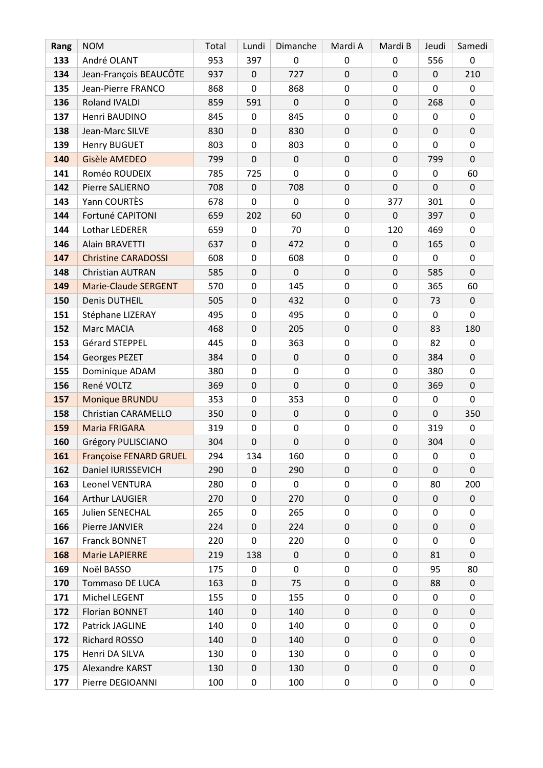| Rang | NOM | Total | Lundi | Dimanche | Mardi A | Mardi B | Jeudi | Samedi |
|---|---|---|---|---|---|---|---|---|
| 133 | André OLANT | 953 | 397 | 0 | 0 | 0 | 556 | 0 |
| 134 | Jean-François BEAUCÔTE | 937 | 0 | 727 | 0 | 0 | 0 | 210 |
| 135 | Jean-Pierre FRANCO | 868 | 0 | 868 | 0 | 0 | 0 | 0 |
| 136 | Roland IVALDI | 859 | 591 | 0 | 0 | 0 | 268 | 0 |
| 137 | Henri BAUDINO | 845 | 0 | 845 | 0 | 0 | 0 | 0 |
| 138 | Jean-Marc SILVE | 830 | 0 | 830 | 0 | 0 | 0 | 0 |
| 139 | Henry BUGUET | 803 | 0 | 803 | 0 | 0 | 0 | 0 |
| 140 | Gisèle AMEDEO | 799 | 0 | 0 | 0 | 0 | 799 | 0 |
| 141 | Roméo ROUDEIX | 785 | 725 | 0 | 0 | 0 | 0 | 60 |
| 142 | Pierre SALIERNO | 708 | 0 | 708 | 0 | 0 | 0 | 0 |
| 143 | Yann COURTÈS | 678 | 0 | 0 | 0 | 377 | 301 | 0 |
| 144 | Fortuné CAPITONI | 659 | 202 | 60 | 0 | 0 | 397 | 0 |
| 144 | Lothar LEDERER | 659 | 0 | 70 | 0 | 120 | 469 | 0 |
| 146 | Alain BRAVETTI | 637 | 0 | 472 | 0 | 0 | 165 | 0 |
| 147 | Christine CARADOSSI | 608 | 0 | 608 | 0 | 0 | 0 | 0 |
| 148 | Christian AUTRAN | 585 | 0 | 0 | 0 | 0 | 585 | 0 |
| 149 | Marie-Claude SERGENT | 570 | 0 | 145 | 0 | 0 | 365 | 60 |
| 150 | Denis DUTHEIL | 505 | 0 | 432 | 0 | 0 | 73 | 0 |
| 151 | Stéphane LIZERAY | 495 | 0 | 495 | 0 | 0 | 0 | 0 |
| 152 | Marc MACIA | 468 | 0 | 205 | 0 | 0 | 83 | 180 |
| 153 | Gérard STEPPEL | 445 | 0 | 363 | 0 | 0 | 82 | 0 |
| 154 | Georges PEZET | 384 | 0 | 0 | 0 | 0 | 384 | 0 |
| 155 | Dominique ADAM | 380 | 0 | 0 | 0 | 0 | 380 | 0 |
| 156 | René VOLTZ | 369 | 0 | 0 | 0 | 0 | 369 | 0 |
| 157 | Monique BRUNDU | 353 | 0 | 353 | 0 | 0 | 0 | 0 |
| 158 | Christian CARAMELLO | 350 | 0 | 0 | 0 | 0 | 0 | 350 |
| 159 | Maria FRIGARA | 319 | 0 | 0 | 0 | 0 | 319 | 0 |
| 160 | Grégory PULISCIANO | 304 | 0 | 0 | 0 | 0 | 304 | 0 |
| 161 | Françoise FENARD GRUEL | 294 | 134 | 160 | 0 | 0 | 0 | 0 |
| 162 | Daniel IURISSEVICH | 290 | 0 | 290 | 0 | 0 | 0 | 0 |
| 163 | Leonel VENTURA | 280 | 0 | 0 | 0 | 0 | 80 | 200 |
| 164 | Arthur LAUGIER | 270 | 0 | 270 | 0 | 0 | 0 | 0 |
| 165 | Julien SENECHAL | 265 | 0 | 265 | 0 | 0 | 0 | 0 |
| 166 | Pierre JANVIER | 224 | 0 | 224 | 0 | 0 | 0 | 0 |
| 167 | Franck BONNET | 220 | 0 | 220 | 0 | 0 | 0 | 0 |
| 168 | Marie LAPIERRE | 219 | 138 | 0 | 0 | 0 | 81 | 0 |
| 169 | Noël BASSO | 175 | 0 | 0 | 0 | 0 | 95 | 80 |
| 170 | Tommaso DE LUCA | 163 | 0 | 75 | 0 | 0 | 88 | 0 |
| 171 | Michel LEGENT | 155 | 0 | 155 | 0 | 0 | 0 | 0 |
| 172 | Florian BONNET | 140 | 0 | 140 | 0 | 0 | 0 | 0 |
| 172 | Patrick JAGLINE | 140 | 0 | 140 | 0 | 0 | 0 | 0 |
| 172 | Richard ROSSO | 140 | 0 | 140 | 0 | 0 | 0 | 0 |
| 175 | Henri DA SILVA | 130 | 0 | 130 | 0 | 0 | 0 | 0 |
| 175 | Alexandre KARST | 130 | 0 | 130 | 0 | 0 | 0 | 0 |
| 177 | Pierre DEGIOANNI | 100 | 0 | 100 | 0 | 0 | 0 | 0 |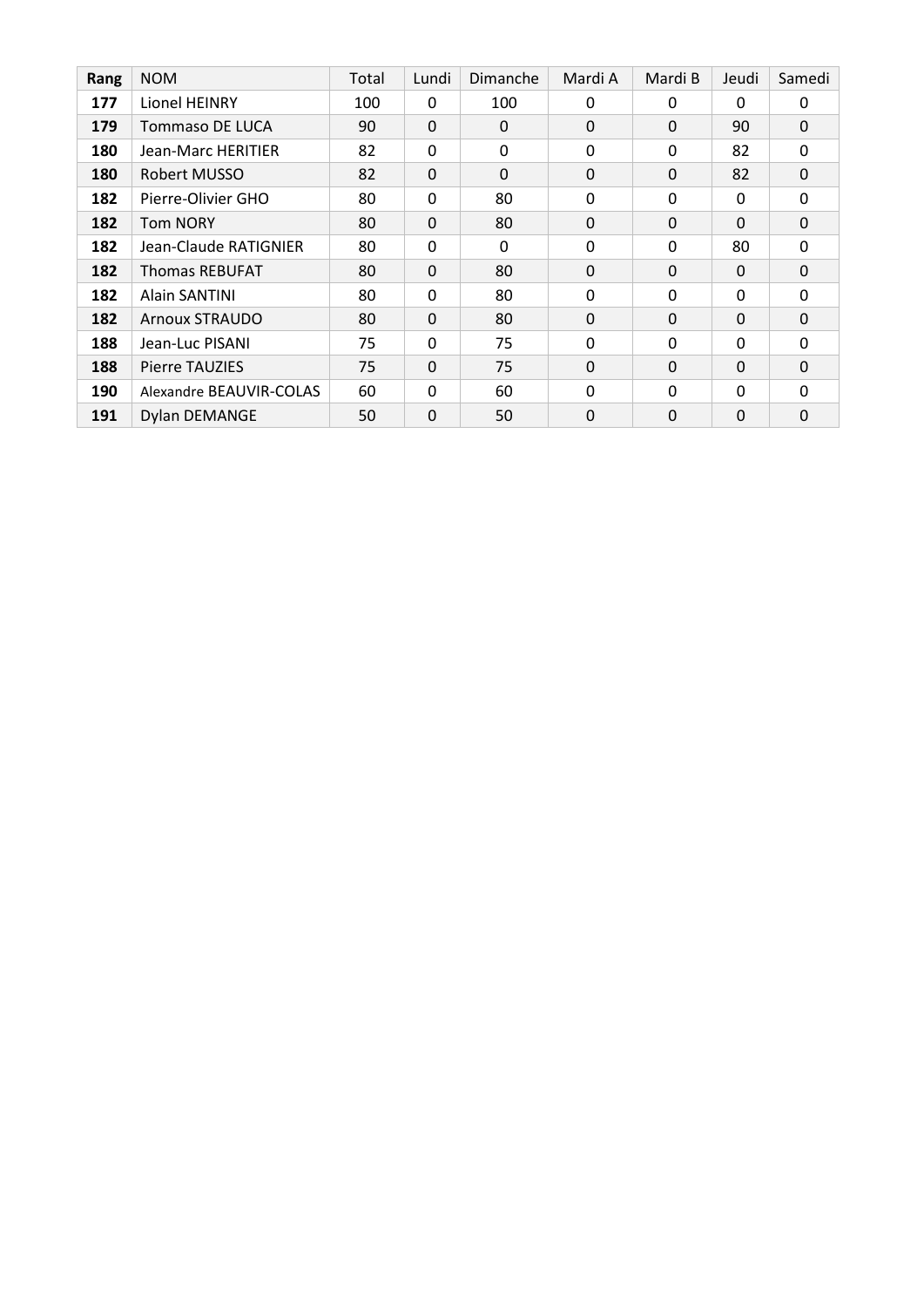| Rang | NOM | Total | Lundi | Dimanche | Mardi A | Mardi B | Jeudi | Samedi |
|---|---|---|---|---|---|---|---|---|
| **177** | Lionel HEINRY | 100 | 0 | 100 | 0 | 0 | 0 | 0 |
| **179** | Tommaso DE LUCA | 90 | 0 | 0 | 0 | 0 | 90 | 0 |
| **180** | Jean-Marc HERITIER | 82 | 0 | 0 | 0 | 0 | 82 | 0 |
| **180** | Robert MUSSO | 82 | 0 | 0 | 0 | 0 | 82 | 0 |
| **182** | Pierre-Olivier GHO | 80 | 0 | 80 | 0 | 0 | 0 | 0 |
| **182** | Tom NORY | 80 | 0 | 80 | 0 | 0 | 0 | 0 |
| **182** | Jean-Claude RATIGNIER | 80 | 0 | 0 | 0 | 0 | 80 | 0 |
| **182** | Thomas REBUFAT | 80 | 0 | 80 | 0 | 0 | 0 | 0 |
| **182** | Alain SANTINI | 80 | 0 | 80 | 0 | 0 | 0 | 0 |
| **182** | Arnoux STRAUDO | 80 | 0 | 80 | 0 | 0 | 0 | 0 |
| **188** | Jean-Luc PISANI | 75 | 0 | 75 | 0 | 0 | 0 | 0 |
| **188** | Pierre TAUZIES | 75 | 0 | 75 | 0 | 0 | 0 | 0 |
| **190** | Alexandre BEAUVIR-COLAS | 60 | 0 | 60 | 0 | 0 | 0 | 0 |
| **191** | Dylan DEMANGE | 50 | 0 | 50 | 0 | 0 | 0 | 0 |